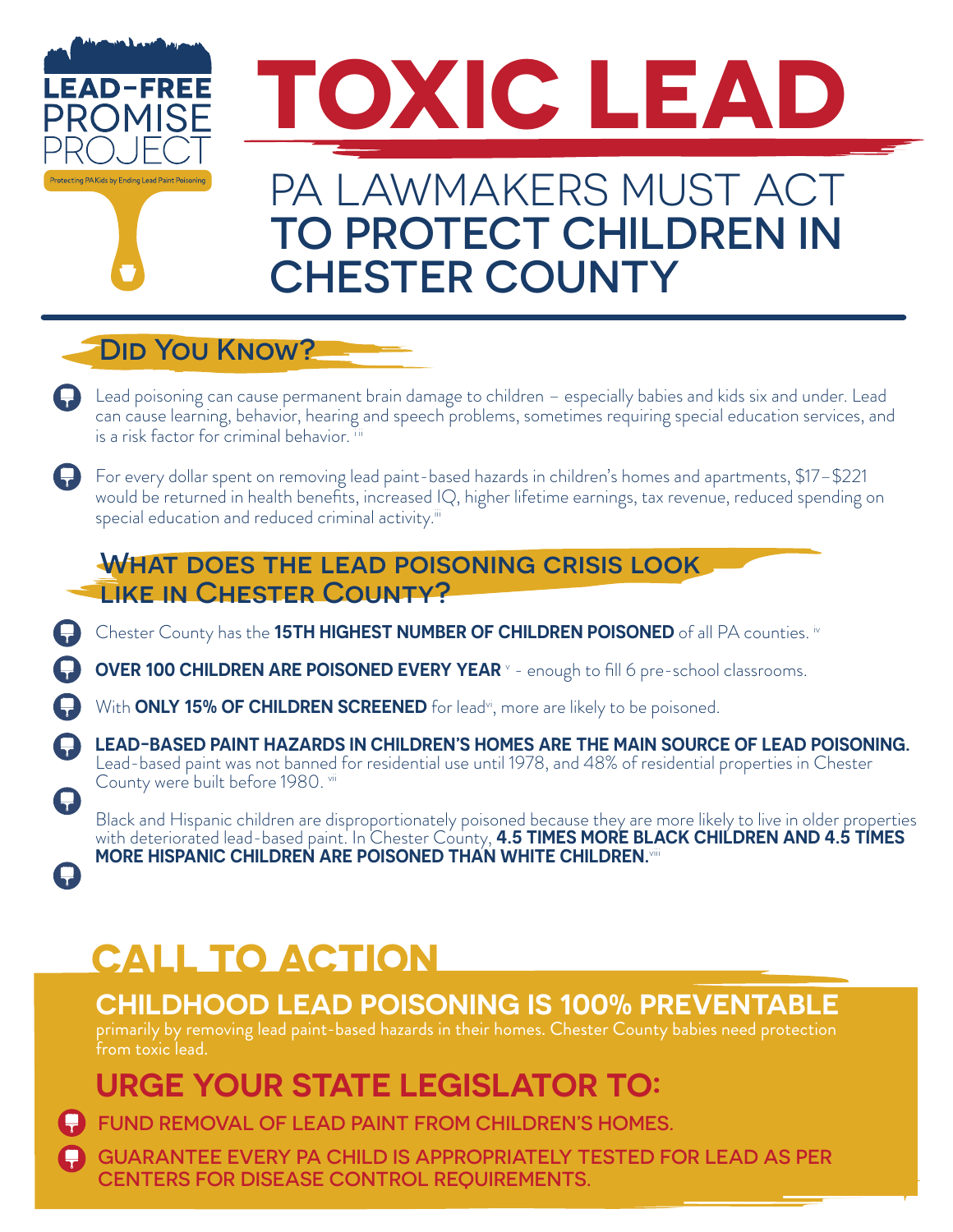LEAD-FREE PROMISE PROJECT

Protecting PA Kids by Ending Lead Paint Poisoning

# TOXIC LEAD

## PA LAWMAKERS MUST ACT **TO PROTECT CHILDREN IN CHESTER COUNTY**

## Did You Know?

- Lead poisoning can cause permanent brain damage to children – especially babies and kids six and under. Lead can cause learning, behavior, hearing and speech problems, sometimes requiring special education services, and is a risk factor for criminal behavior. [i ii]
- For every dollar spent on removing lead paint-based hazards in children's homes and apartments, $17–$221 would be returned in health benefits, increased IQ, higher lifetime earnings, tax revenue, reduced spending on special education and reduced criminal activity.[iii]

## What does the lead poisoning crisis look like in Chester County?

- Chester County has the **15TH HIGHEST NUMBER OF CHILDREN POISONED** of all PA counties. [iv]
- **OVER 100 CHILDREN ARE POISONED EVERY YEAR** [v] - enough to fill 6 pre-school classrooms.
- With **ONLY 15% OF CHILDREN SCREENED** for lead[vi], more are likely to be poisoned.
- **LEAD-BASED PAINT HAZARDS IN CHILDREN'S HOMES ARE THE MAIN SOURCE OF LEAD POISONING.** Lead-based paint was not banned for residential use until 1978, and 48% of residential properties in Chester County were built before 1980. [vii]
- Black and Hispanic children are disproportionately poisoned because they are more likely to live in older properties with deteriorated lead-based paint. In Chester County, **4.5 TIMES MORE BLACK CHILDREN AND 4.5 TIMES MORE HISPANIC CHILDREN ARE POISONED THAN WHITE CHILDREN.**[viii]

## CALL TO ACTION

### CHILDHOOD LEAD POISONING IS 100% PREVENTABLE

primarily by removing lead paint-based hazards in their homes. Chester County babies need protection from toxic lead.

### URGE YOUR STATE LEGISLATOR TO:

- FUND REMOVAL OF LEAD PAINT FROM CHILDREN'S HOMES.
- GUARANTEE EVERY PA CHILD IS APPROPRIATELY TESTED FOR LEAD AS PER CENTERS FOR DISEASE CONTROL REQUIREMENTS.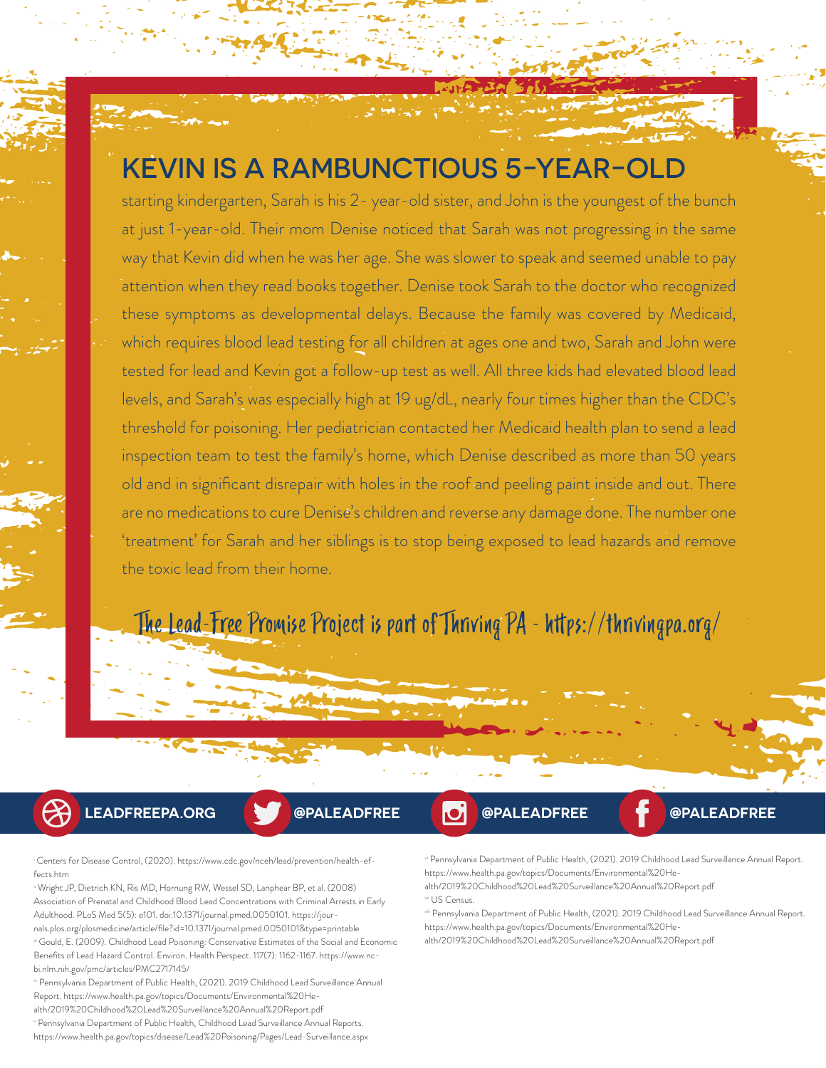## KEVIN IS A RAMBUNCTIOUS 5-YEAR-OLD

starting kindergarten, Sarah is his 2- year-old sister, and John is the youngest of the bunch at just 1-year-old. Their mom Denise noticed that Sarah was not progressing in the same way that Kevin did when he was her age. She was slower to speak and seemed unable to pay attention when they read books together. Denise took Sarah to the doctor who recognized these symptoms as developmental delays. Because the family was covered by Medicaid, which requires blood lead testing for all children at ages one and two, Sarah and John were tested for lead and Kevin got a follow-up test as well. All three kids had elevated blood lead levels, and Sarah's was especially high at 19 ug/dL, nearly four times higher than the CDC's threshold for poisoning. Her pediatrician contacted her Medicaid health plan to send a lead inspection team to test the family's home, which Denise described as more than 50 years old and in significant disrepair with holes in the roof and peeling paint inside and out. There are no medications to cure Denise's children and reverse any damage done. The number one 'treatment' for Sarah and her siblings is to stop being exposed to lead hazards and remove the toxic lead from their home.

The Lead-Free Promise Project is part of Thriving PA - https://thrivingpa.org/

LEADFREEPA.ORG | @PALEADFREE | @PALEADFREE | @PALEADFREE

[i] Centers for Disease Control, (2020). https://www.cdc.gov/nceh/lead/prevention/health-effects.htm

[ii] Wright JP, Dietrich KN, Ris MD, Hornung RW, Wessel SD, Lanphear BP, et al. (2008) Association of Prenatal and Childhood Blood Lead Concentrations with Criminal Arrests in Early Adulthood. PLoS Med 5(5): e101. doi:10.1371/journal.pmed.0050101. https://journals.plos.org/plosmedicine/article/file?id=10.1371/journal.pmed.0050101&type=printable

[iii] Gould, E. (2009). Childhood Lead Poisoning: Conservative Estimates of the Social and Economic Benefits of Lead Hazard Control. Environ. Health Perspect. 117(7): 1162-1167. https://www.ncbi.nlm.nih.gov/pmc/articles/PMC2717145/

[iv] Pennsylvania Department of Public Health, (2021). 2019 Childhood Lead Surveillance Annual Report. https://www.health.pa.gov/topics/Documents/Environmental%20Health/2019%20Childhood%20Lead%20Surveillance%20Annual%20Report.pdf

[v] Pennsylvania Department of Public Health, Childhood Lead Surveillance Annual Reports. https://www.health.pa.gov/topics/disease/Lead%20Poisoning/Pages/Lead-Surveillance.aspx

[vi] Pennsylvania Department of Public Health, (2021). 2019 Childhood Lead Surveillance Annual Report. https://www.health.pa.gov/topics/Documents/Environmental%20Health/2019%20Childhood%20Lead%20Surveillance%20Annual%20Report.pdf

[vii] US Census.

[viii] Pennsylvania Department of Public Health, (2021). 2019 Childhood Lead Surveillance Annual Report. https://www.health.pa.gov/topics/Documents/Environmental%20Health/2019%20Childhood%20Lead%20Surveillance%20Annual%20Report.pdf